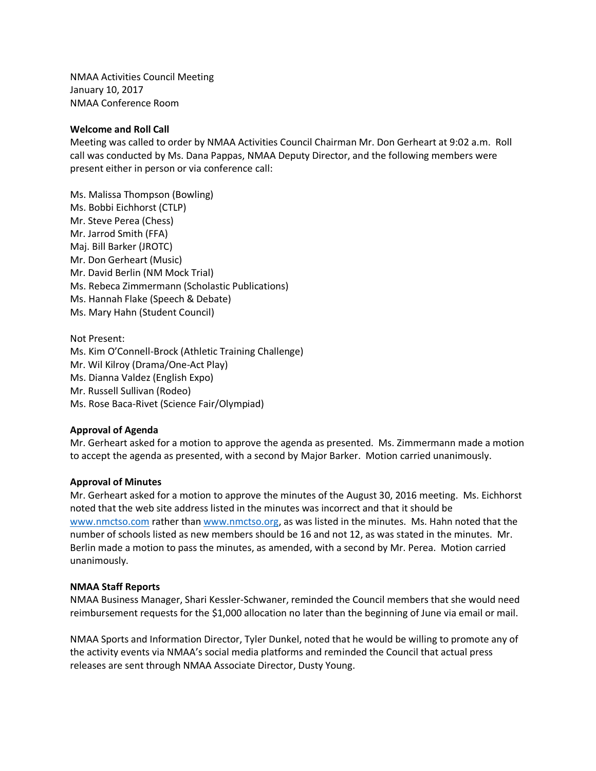NMAA Activities Council Meeting
January 10, 2017
NMAA Conference Room

**Welcome and Roll Call**

Meeting was called to order by NMAA Activities Council Chairman Mr. Don Gerheart at 9:02 a.m. Roll call was conducted by Ms. Dana Pappas, NMAA Deputy Director, and the following members were present either in person or via conference call:

Ms. Malissa Thompson (Bowling)
Ms. Bobbi Eichhorst (CTLP)
Mr. Steve Perea (Chess)
Mr. Jarrod Smith (FFA)
Maj. Bill Barker (JROTC)
Mr. Don Gerheart (Music)
Mr. David Berlin (NM Mock Trial)
Ms. Rebeca Zimmermann (Scholastic Publications)
Ms. Hannah Flake (Speech & Debate)
Ms. Mary Hahn (Student Council)

Not Present:
Ms. Kim O'Connell-Brock (Athletic Training Challenge)
Mr. Wil Kilroy (Drama/One-Act Play)
Ms. Dianna Valdez (English Expo)
Mr. Russell Sullivan (Rodeo)
Ms. Rose Baca-Rivet (Science Fair/Olympiad)

**Approval of Agenda**

Mr. Gerheart asked for a motion to approve the agenda as presented. Ms. Zimmermann made a motion to accept the agenda as presented, with a second by Major Barker. Motion carried unanimously.

**Approval of Minutes**

Mr. Gerheart asked for a motion to approve the minutes of the August 30, 2016 meeting. Ms. Eichhorst noted that the web site address listed in the minutes was incorrect and that it should be www.nmctso.com rather than www.nmctso.org, as was listed in the minutes. Ms. Hahn noted that the number of schools listed as new members should be 16 and not 12, as was stated in the minutes. Mr. Berlin made a motion to pass the minutes, as amended, with a second by Mr. Perea. Motion carried unanimously.

**NMAA Staff Reports**

NMAA Business Manager, Shari Kessler-Schwaner, reminded the Council members that she would need reimbursement requests for the $1,000 allocation no later than the beginning of June via email or mail.

NMAA Sports and Information Director, Tyler Dunkel, noted that he would be willing to promote any of the activity events via NMAA's social media platforms and reminded the Council that actual press releases are sent through NMAA Associate Director, Dusty Young.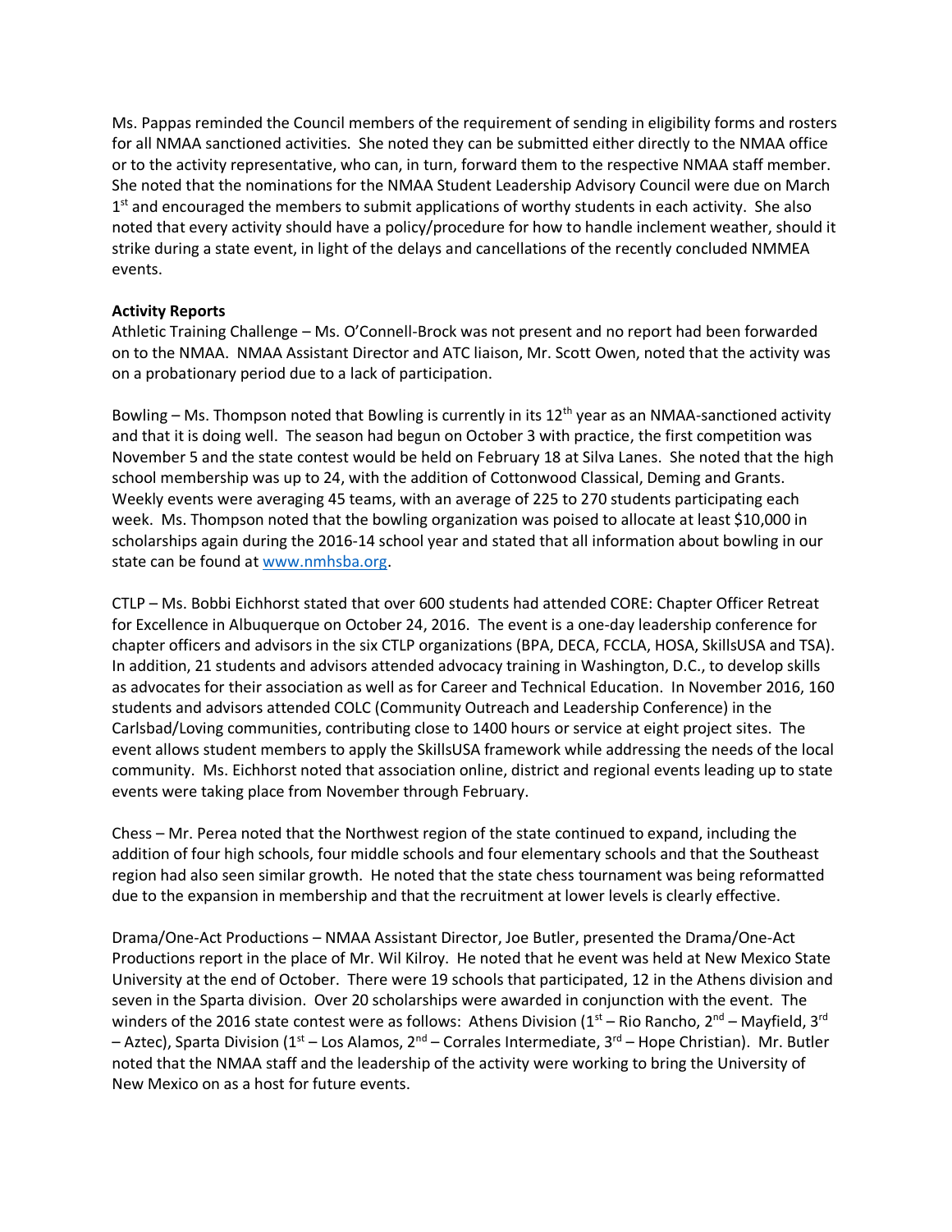Ms. Pappas reminded the Council members of the requirement of sending in eligibility forms and rosters for all NMAA sanctioned activities. She noted they can be submitted either directly to the NMAA office or to the activity representative, who can, in turn, forward them to the respective NMAA staff member. She noted that the nominations for the NMAA Student Leadership Advisory Council were due on March 1st and encouraged the members to submit applications of worthy students in each activity. She also noted that every activity should have a policy/procedure for how to handle inclement weather, should it strike during a state event, in light of the delays and cancellations of the recently concluded NMMEA events.

**Activity Reports**

Athletic Training Challenge – Ms. O'Connell-Brock was not present and no report had been forwarded on to the NMAA. NMAA Assistant Director and ATC liaison, Mr. Scott Owen, noted that the activity was on a probationary period due to a lack of participation.

Bowling – Ms. Thompson noted that Bowling is currently in its 12th year as an NMAA-sanctioned activity and that it is doing well. The season had begun on October 3 with practice, the first competition was November 5 and the state contest would be held on February 18 at Silva Lanes. She noted that the high school membership was up to 24, with the addition of Cottonwood Classical, Deming and Grants. Weekly events were averaging 45 teams, with an average of 225 to 270 students participating each week. Ms. Thompson noted that the bowling organization was poised to allocate at least $10,000 in scholarships again during the 2016-14 school year and stated that all information about bowling in our state can be found at www.nmhsba.org.

CTLP – Ms. Bobbi Eichhorst stated that over 600 students had attended CORE: Chapter Officer Retreat for Excellence in Albuquerque on October 24, 2016. The event is a one-day leadership conference for chapter officers and advisors in the six CTLP organizations (BPA, DECA, FCCLA, HOSA, SkillsUSA and TSA). In addition, 21 students and advisors attended advocacy training in Washington, D.C., to develop skills as advocates for their association as well as for Career and Technical Education. In November 2016, 160 students and advisors attended COLC (Community Outreach and Leadership Conference) in the Carlsbad/Loving communities, contributing close to 1400 hours or service at eight project sites. The event allows student members to apply the SkillsUSA framework while addressing the needs of the local community. Ms. Eichhorst noted that association online, district and regional events leading up to state events were taking place from November through February.

Chess – Mr. Perea noted that the Northwest region of the state continued to expand, including the addition of four high schools, four middle schools and four elementary schools and that the Southeast region had also seen similar growth. He noted that the state chess tournament was being reformatted due to the expansion in membership and that the recruitment at lower levels is clearly effective.

Drama/One-Act Productions – NMAA Assistant Director, Joe Butler, presented the Drama/One-Act Productions report in the place of Mr. Wil Kilroy. He noted that he event was held at New Mexico State University at the end of October. There were 19 schools that participated, 12 in the Athens division and seven in the Sparta division. Over 20 scholarships were awarded in conjunction with the event. The winders of the 2016 state contest were as follows: Athens Division (1st – Rio Rancho, 2nd – Mayfield, 3rd – Aztec), Sparta Division (1st – Los Alamos, 2nd – Corrales Intermediate, 3rd – Hope Christian). Mr. Butler noted that the NMAA staff and the leadership of the activity were working to bring the University of New Mexico on as a host for future events.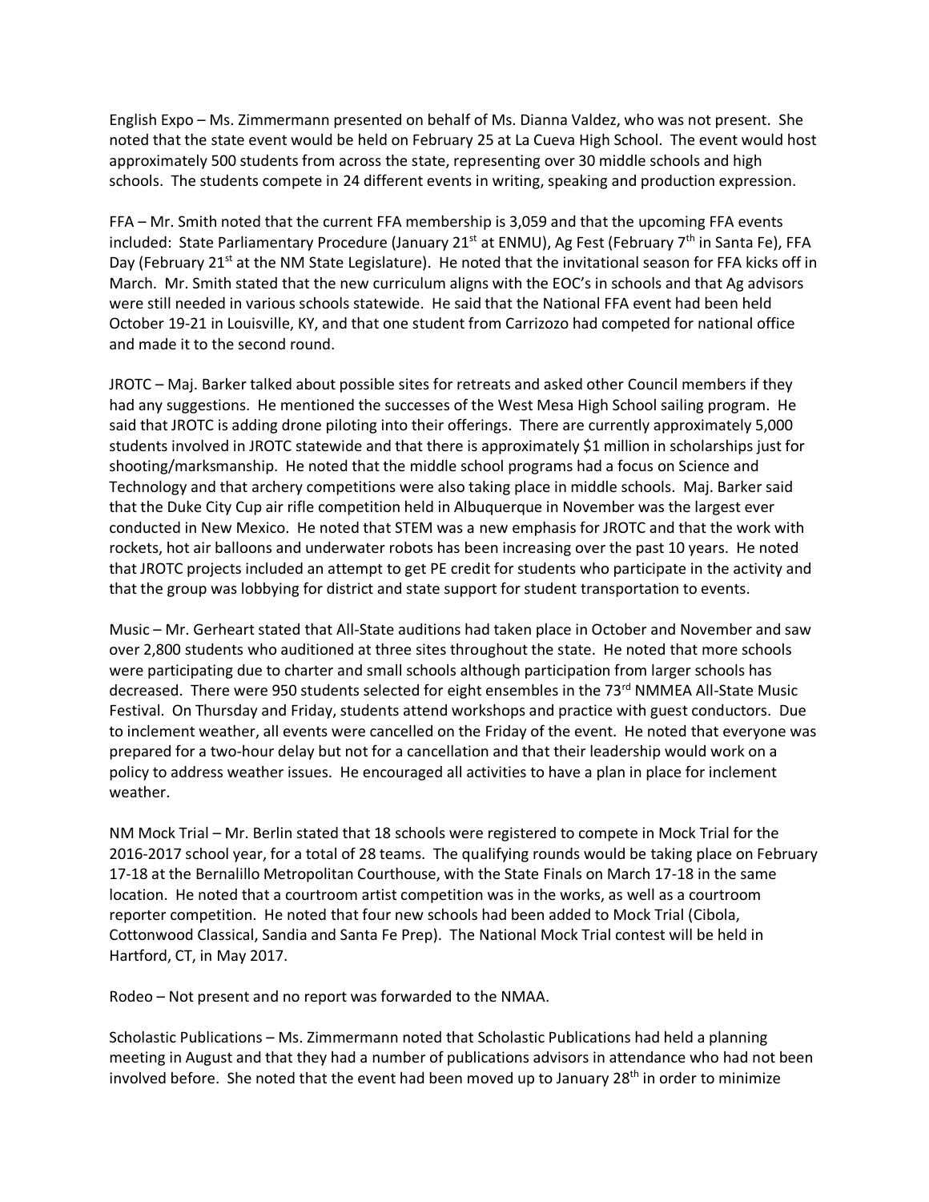English Expo – Ms. Zimmermann presented on behalf of Ms. Dianna Valdez, who was not present. She noted that the state event would be held on February 25 at La Cueva High School. The event would host approximately 500 students from across the state, representing over 30 middle schools and high schools. The students compete in 24 different events in writing, speaking and production expression.

FFA – Mr. Smith noted that the current FFA membership is 3,059 and that the upcoming FFA events included: State Parliamentary Procedure (January 21st at ENMU), Ag Fest (February 7th in Santa Fe), FFA Day (February 21st at the NM State Legislature). He noted that the invitational season for FFA kicks off in March. Mr. Smith stated that the new curriculum aligns with the EOC's in schools and that Ag advisors were still needed in various schools statewide. He said that the National FFA event had been held October 19-21 in Louisville, KY, and that one student from Carrizozo had competed for national office and made it to the second round.

JROTC – Maj. Barker talked about possible sites for retreats and asked other Council members if they had any suggestions. He mentioned the successes of the West Mesa High School sailing program. He said that JROTC is adding drone piloting into their offerings. There are currently approximately 5,000 students involved in JROTC statewide and that there is approximately $1 million in scholarships just for shooting/marksmanship. He noted that the middle school programs had a focus on Science and Technology and that archery competitions were also taking place in middle schools. Maj. Barker said that the Duke City Cup air rifle competition held in Albuquerque in November was the largest ever conducted in New Mexico. He noted that STEM was a new emphasis for JROTC and that the work with rockets, hot air balloons and underwater robots has been increasing over the past 10 years. He noted that JROTC projects included an attempt to get PE credit for students who participate in the activity and that the group was lobbying for district and state support for student transportation to events.

Music – Mr. Gerheart stated that All-State auditions had taken place in October and November and saw over 2,800 students who auditioned at three sites throughout the state. He noted that more schools were participating due to charter and small schools although participation from larger schools has decreased. There were 950 students selected for eight ensembles in the 73rd NMMEA All-State Music Festival. On Thursday and Friday, students attend workshops and practice with guest conductors. Due to inclement weather, all events were cancelled on the Friday of the event. He noted that everyone was prepared for a two-hour delay but not for a cancellation and that their leadership would work on a policy to address weather issues. He encouraged all activities to have a plan in place for inclement weather.

NM Mock Trial – Mr. Berlin stated that 18 schools were registered to compete in Mock Trial for the 2016-2017 school year, for a total of 28 teams. The qualifying rounds would be taking place on February 17-18 at the Bernalillo Metropolitan Courthouse, with the State Finals on March 17-18 in the same location. He noted that a courtroom artist competition was in the works, as well as a courtroom reporter competition. He noted that four new schools had been added to Mock Trial (Cibola, Cottonwood Classical, Sandia and Santa Fe Prep). The National Mock Trial contest will be held in Hartford, CT, in May 2017.

Rodeo – Not present and no report was forwarded to the NMAA.

Scholastic Publications – Ms. Zimmermann noted that Scholastic Publications had held a planning meeting in August and that they had a number of publications advisors in attendance who had not been involved before. She noted that the event had been moved up to January 28th in order to minimize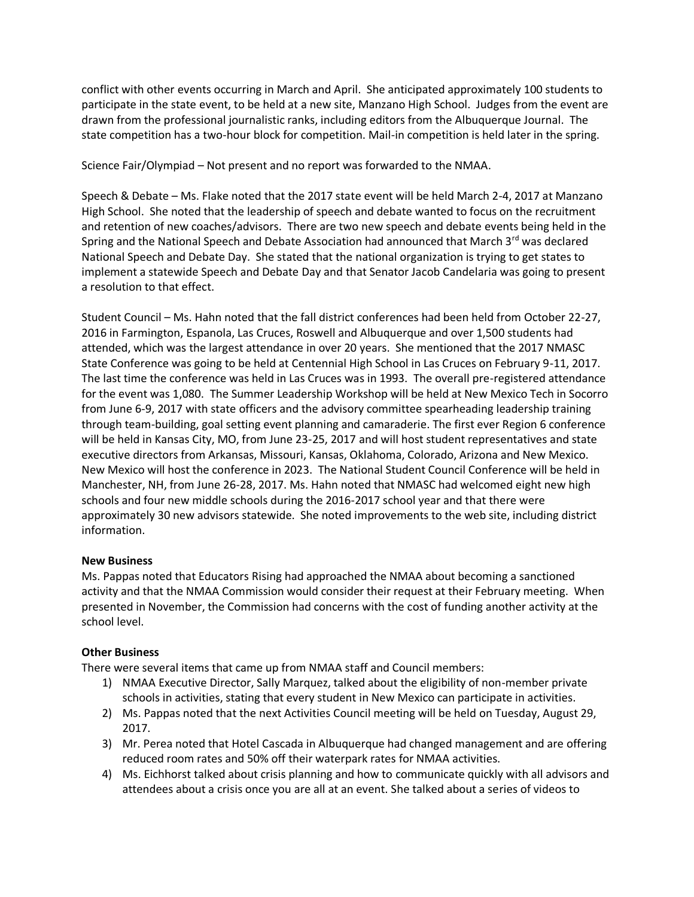conflict with other events occurring in March and April. She anticipated approximately 100 students to participate in the state event, to be held at a new site, Manzano High School. Judges from the event are drawn from the professional journalistic ranks, including editors from the Albuquerque Journal. The state competition has a two-hour block for competition. Mail-in competition is held later in the spring.

Science Fair/Olympiad – Not present and no report was forwarded to the NMAA.

Speech & Debate – Ms. Flake noted that the 2017 state event will be held March 2-4, 2017 at Manzano High School. She noted that the leadership of speech and debate wanted to focus on the recruitment and retention of new coaches/advisors. There are two new speech and debate events being held in the Spring and the National Speech and Debate Association had announced that March 3rd was declared National Speech and Debate Day. She stated that the national organization is trying to get states to implement a statewide Speech and Debate Day and that Senator Jacob Candelaria was going to present a resolution to that effect.

Student Council – Ms. Hahn noted that the fall district conferences had been held from October 22-27, 2016 in Farmington, Espanola, Las Cruces, Roswell and Albuquerque and over 1,500 students had attended, which was the largest attendance in over 20 years. She mentioned that the 2017 NMASC State Conference was going to be held at Centennial High School in Las Cruces on February 9-11, 2017. The last time the conference was held in Las Cruces was in 1993. The overall pre-registered attendance for the event was 1,080. The Summer Leadership Workshop will be held at New Mexico Tech in Socorro from June 6-9, 2017 with state officers and the advisory committee spearheading leadership training through team-building, goal setting event planning and camaraderie. The first ever Region 6 conference will be held in Kansas City, MO, from June 23-25, 2017 and will host student representatives and state executive directors from Arkansas, Missouri, Kansas, Oklahoma, Colorado, Arizona and New Mexico. New Mexico will host the conference in 2023. The National Student Council Conference will be held in Manchester, NH, from June 26-28, 2017. Ms. Hahn noted that NMASC had welcomed eight new high schools and four new middle schools during the 2016-2017 school year and that there were approximately 30 new advisors statewide. She noted improvements to the web site, including district information.

**New Business**

Ms. Pappas noted that Educators Rising had approached the NMAA about becoming a sanctioned activity and that the NMAA Commission would consider their request at their February meeting. When presented in November, the Commission had concerns with the cost of funding another activity at the school level.

**Other Business**

There were several items that came up from NMAA staff and Council members:

1) NMAA Executive Director, Sally Marquez, talked about the eligibility of non-member private schools in activities, stating that every student in New Mexico can participate in activities.
2) Ms. Pappas noted that the next Activities Council meeting will be held on Tuesday, August 29, 2017.
3) Mr. Perea noted that Hotel Cascada in Albuquerque had changed management and are offering reduced room rates and 50% off their waterpark rates for NMAA activities.
4) Ms. Eichhorst talked about crisis planning and how to communicate quickly with all advisors and attendees about a crisis once you are all at an event. She talked about a series of videos to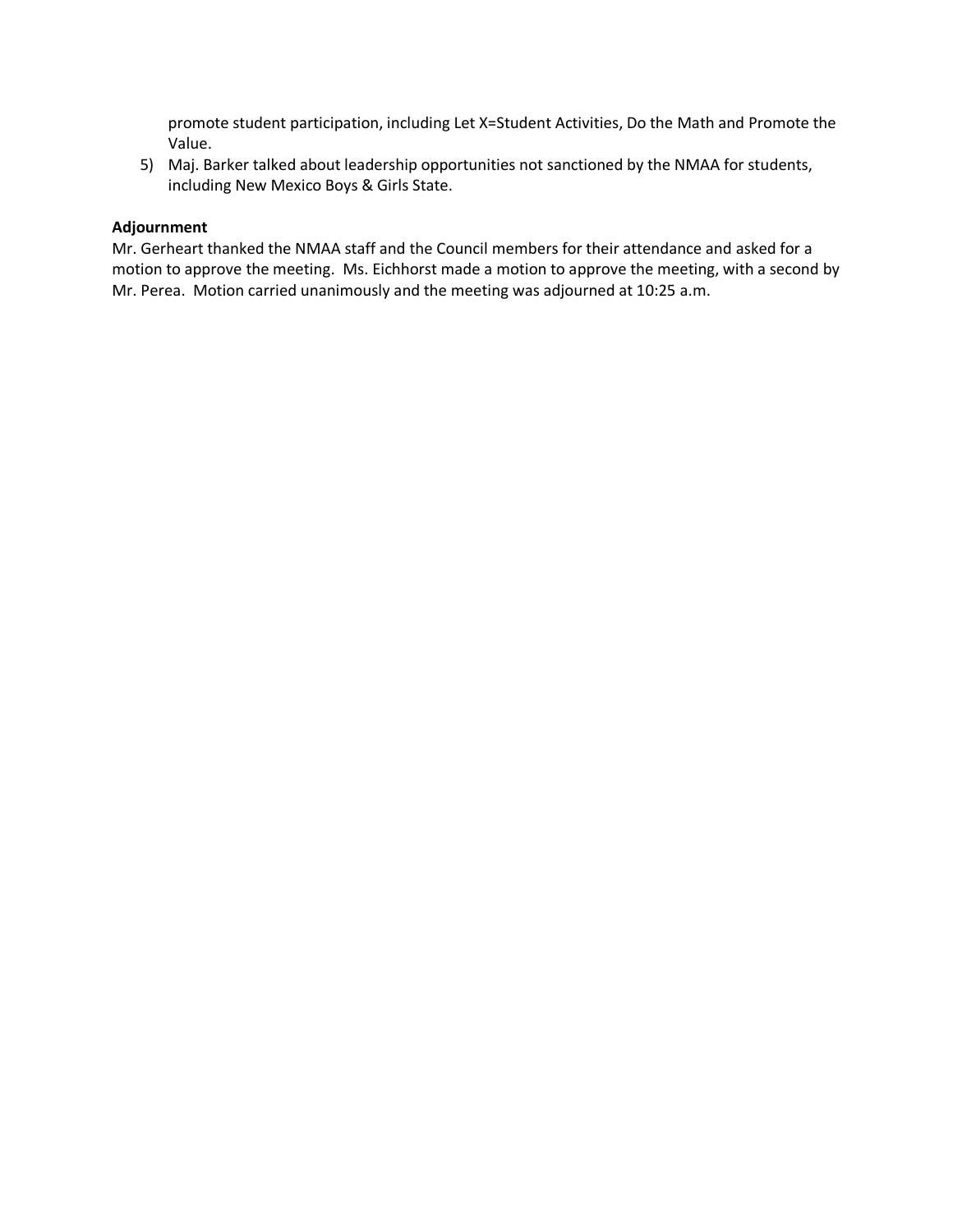promote student participation, including Let X=Student Activities, Do the Math and Promote the Value.

5) Maj. Barker talked about leadership opportunities not sanctioned by the NMAA for students, including New Mexico Boys & Girls State.

**Adjournment**

Mr. Gerheart thanked the NMAA staff and the Council members for their attendance and asked for a motion to approve the meeting. Ms. Eichhorst made a motion to approve the meeting, with a second by Mr. Perea. Motion carried unanimously and the meeting was adjourned at 10:25 a.m.